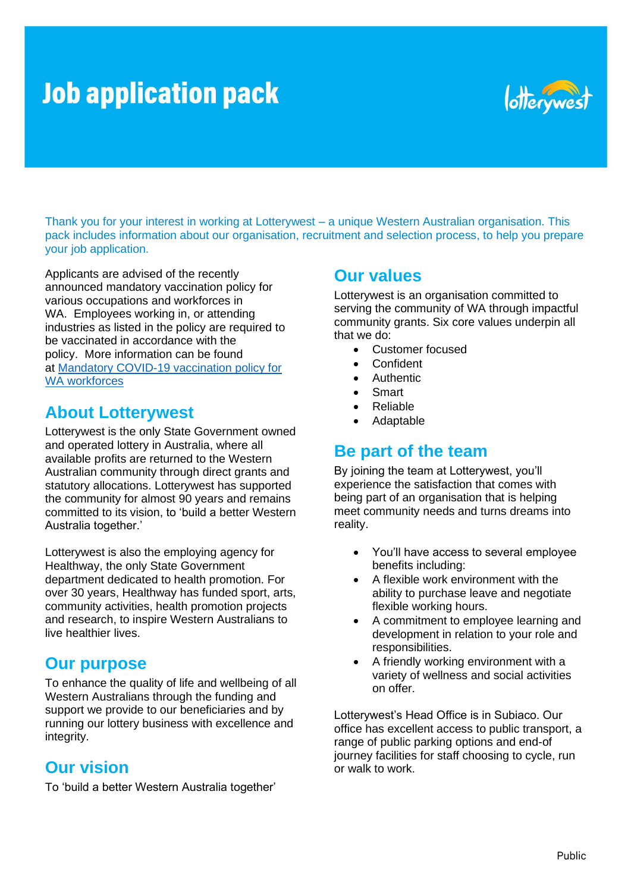# Job application pack

Thank you for your interest in working at Lotterywest – a unique Western Australian organisation. This pack includes information about our organisation, recruitment and selection process, to help you prepare your job application.

Applicants are advised of the recently announced mandatory vaccination policy for various occupations and workforces in WA. Employees working in, or attending industries as listed in the policy are required to be vaccinated in accordance with the policy. More information can be found at [Mandatory COVID-19 vaccination policy for WA workforces]

## About Lotterywest

Lotterywest is the only State Government owned and operated lottery in Australia, where all available profits are returned to the Western Australian community through direct grants and statutory allocations. Lotterywest has supported the community for almost 90 years and remains committed to its vision, to 'build a better Western Australia together.'

Lotterywest is also the employing agency for Healthway, the only State Government department dedicated to health promotion. For over 30 years, Healthway has funded sport, arts, community activities, health promotion projects and research, to inspire Western Australians to live healthier lives.

## Our purpose

To enhance the quality of life and wellbeing of all Western Australians through the funding and support we provide to our beneficiaries and by running our lottery business with excellence and integrity.

## Our vision

To 'build a better Western Australia together'

## Our values

Lotterywest is an organisation committed to serving the community of WA through impactful community grants. Six core values underpin all that we do:

- Customer focused
- Confident
- Authentic
- Smart
- Reliable
- Adaptable

## Be part of the team

By joining the team at Lotterywest, you'll experience the satisfaction that comes with being part of an organisation that is helping meet community needs and turns dreams into reality.

- You'll have access to several employee benefits including:
- A flexible work environment with the ability to purchase leave and negotiate flexible working hours.
- A commitment to employee learning and development in relation to your role and responsibilities.
- A friendly working environment with a variety of wellness and social activities on offer.

Lotterywest's Head Office is in Subiaco. Our office has excellent access to public transport, a range of public parking options and end-of journey facilities for staff choosing to cycle, run or walk to work.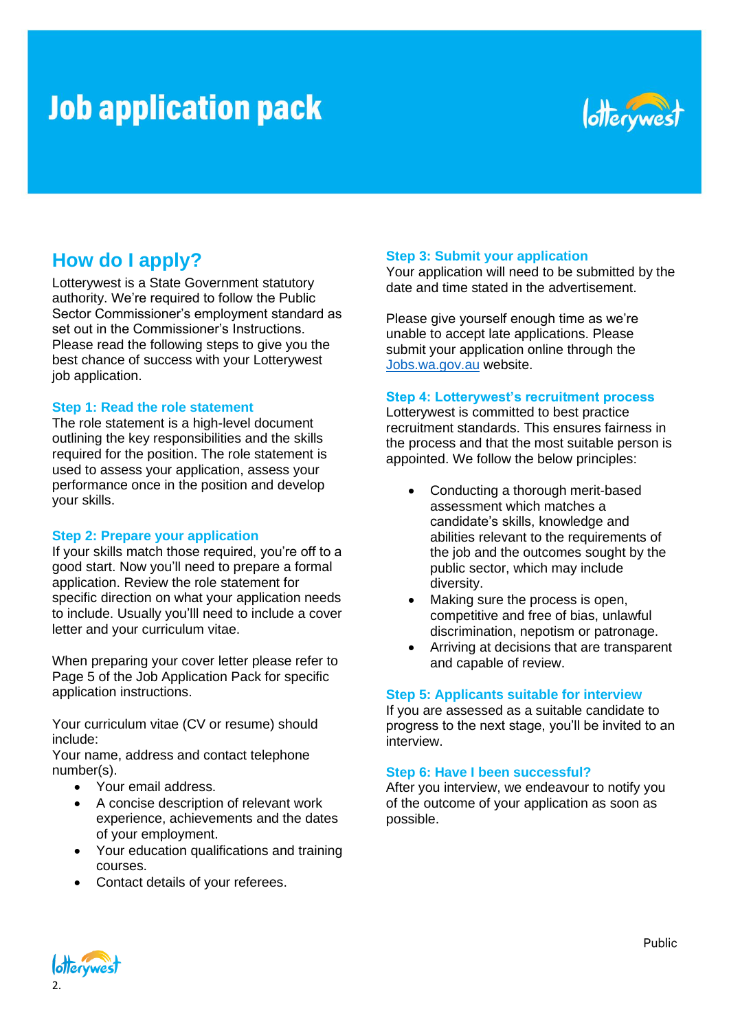# Job application pack

## How do I apply?

Lotterywest is a State Government statutory authority. We're required to follow the Public Sector Commissioner's employment standard as set out in the Commissioner's Instructions. Please read the following steps to give you the best chance of success with your Lotterywest job application.

### Step 1: Read the role statement

The role statement is a high-level document outlining the key responsibilities and the skills required for the position. The role statement is used to assess your application, assess your performance once in the position and develop your skills.

### Step 2: Prepare your application

If your skills match those required, you're off to a good start. Now you'll need to prepare a formal application. Review the role statement for specific direction on what your application needs to include. Usually you'lll need to include a cover letter and your curriculum vitae.

When preparing your cover letter please refer to Page 5 of the Job Application Pack for specific application instructions.

Your curriculum vitae (CV or resume) should include:
Your name, address and contact telephone number(s).

- Your email address.
- A concise description of relevant work experience, achievements and the dates of your employment.
- Your education qualifications and training courses.
- Contact details of your referees.

### Step 3: Submit your application

Your application will need to be submitted by the date and time stated in the advertisement.

Please give yourself enough time as we're unable to accept late applications. Please submit your application online through the [Jobs.wa.gov.au](Jobs.wa.gov.au) website.

### Step 4: Lotterywest's recruitment process

Lotterywest is committed to best practice recruitment standards. This ensures fairness in the process and that the most suitable person is appointed. We follow the below principles:

- Conducting a thorough merit-based assessment which matches a candidate's skills, knowledge and abilities relevant to the requirements of the job and the outcomes sought by the public sector, which may include diversity.
- Making sure the process is open, competitive and free of bias, unlawful discrimination, nepotism or patronage.
- Arriving at decisions that are transparent and capable of review.

### Step 5: Applicants suitable for interview

If you are assessed as a suitable candidate to progress to the next stage, you'll be invited to an interview.

### Step 6: Have I been successful?

After you interview, we endeavour to notify you of the outcome of your application as soon as possible.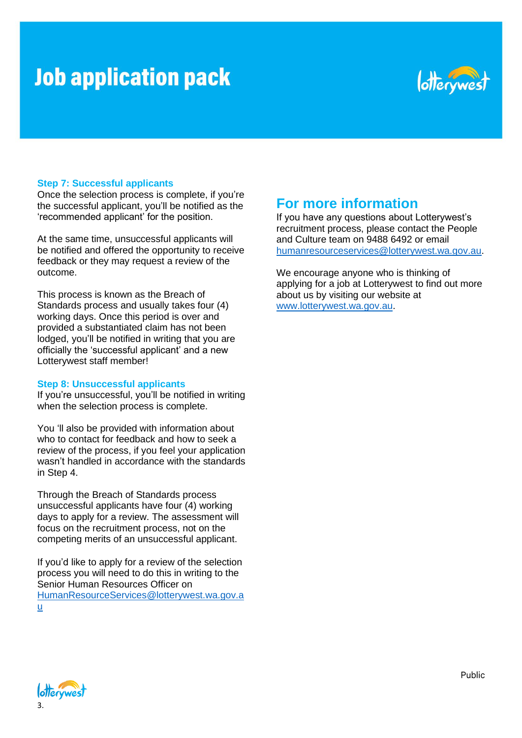# Job application pack

### Step 7: Successful applicants

Once the selection process is complete, if you're the successful applicant, you'll be notified as the 'recommended applicant' for the position.

At the same time, unsuccessful applicants will be notified and offered the opportunity to receive feedback or they may request a review of the outcome.

This process is known as the Breach of Standards process and usually takes four (4) working days. Once this period is over and provided a substantiated claim has not been lodged, you'll be notified in writing that you are officially the 'successful applicant' and a new Lotterywest staff member!

### Step 8: Unsuccessful applicants

If you're unsuccessful, you'll be notified in writing when the selection process is complete.

You 'll also be provided with information about who to contact for feedback and how to seek a review of the process, if you feel your application wasn't handled in accordance with the standards in Step 4.

Through the Breach of Standards process unsuccessful applicants have four (4) working days to apply for a review. The assessment will focus on the recruitment process, not on the competing merits of an unsuccessful applicant.

If you'd like to apply for a review of the selection process you will need to do this in writing to the Senior Human Resources Officer on HumanResourceServices@lotterywest.wa.gov.au

## For more information

If you have any questions about Lotterywest's recruitment process, please contact the People and Culture team on 9488 6492 or email humanresourceservices@lotterywest.wa.gov.au.

We encourage anyone who is thinking of applying for a job at Lotterywest to find out more about us by visiting our website at www.lotterywest.wa.gov.au.